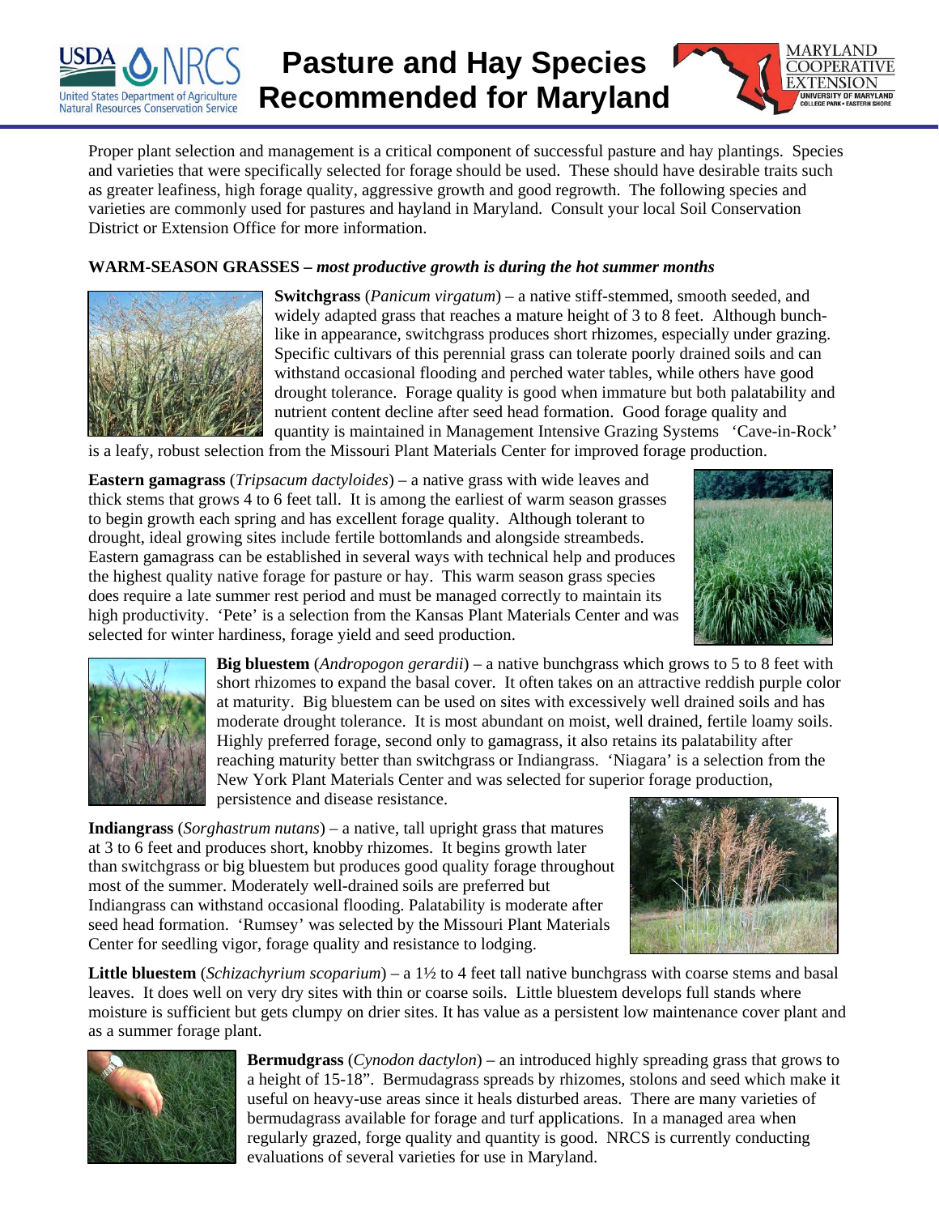# Pasture and Hay Species Recommended for Maryland

Proper plant selection and management is a critical component of successful pasture and hay plantings. Species and varieties that were specifically selected for forage should be used. These should have desirable traits such as greater leafiness, high forage quality, aggressive growth and good regrowth. The following species and varieties are commonly used for pastures and hayland in Maryland. Consult your local Soil Conservation District or Extension Office for more information.

**WARM-SEASON GRASSES –** ***most productive growth is during the hot summer months***

**Switchgrass** (*Panicum virgatum*) – a native stiff-stemmed, smooth seeded, and widely adapted grass that reaches a mature height of 3 to 8 feet. Although bunch-like in appearance, switchgrass produces short rhizomes, especially under grazing. Specific cultivars of this perennial grass can tolerate poorly drained soils and can withstand occasional flooding and perched water tables, while others have good drought tolerance. Forage quality is good when immature but both palatability and nutrient content decline after seed head formation. Good forage quality and quantity is maintained in Management Intensive Grazing Systems 'Cave-in-Rock' is a leafy, robust selection from the Missouri Plant Materials Center for improved forage production.

**Eastern gamagrass** (*Tripsacum dactyloides*) – a native grass with wide leaves and thick stems that grows 4 to 6 feet tall. It is among the earliest of warm season grasses to begin growth each spring and has excellent forage quality. Although tolerant to drought, ideal growing sites include fertile bottomlands and alongside streambeds. Eastern gamagrass can be established in several ways with technical help and produces the highest quality native forage for pasture or hay. This warm season grass species does require a late summer rest period and must be managed correctly to maintain its high productivity. 'Pete' is a selection from the Kansas Plant Materials Center and was selected for winter hardiness, forage yield and seed production.

**Big bluestem** (*Andropogon gerardii*) – a native bunchgrass which grows to 5 to 8 feet with short rhizomes to expand the basal cover. It often takes on an attractive reddish purple color at maturity. Big bluestem can be used on sites with excessively well drained soils and has moderate drought tolerance. It is most abundant on moist, well drained, fertile loamy soils. Highly preferred forage, second only to gamagrass, it also retains its palatability after reaching maturity better than switchgrass or Indiangrass. 'Niagara' is a selection from the New York Plant Materials Center and was selected for superior forage production, persistence and disease resistance.

**Indiangrass** (*Sorghastrum nutans*) – a native, tall upright grass that matures at 3 to 6 feet and produces short, knobby rhizomes. It begins growth later than switchgrass or big bluestem but produces good quality forage throughout most of the summer. Moderately well-drained soils are preferred but Indiangrass can withstand occasional flooding. Palatability is moderate after seed head formation. 'Rumsey' was selected by the Missouri Plant Materials Center for seedling vigor, forage quality and resistance to lodging.

**Little bluestem** (*Schizachyrium scoparium*) – a 1½ to 4 feet tall native bunchgrass with coarse stems and basal leaves. It does well on very dry sites with thin or coarse soils. Little bluestem develops full stands where moisture is sufficient but gets clumpy on drier sites. It has value as a persistent low maintenance cover plant and as a summer forage plant.

**Bermudgrass** (*Cynodon dactylon*) – an introduced highly spreading grass that grows to a height of 15-18". Bermudagrass spreads by rhizomes, stolons and seed which make it useful on heavy-use areas since it heals disturbed areas. There are many varieties of bermudagrass available for forage and turf applications. In a managed area when regularly grazed, forge quality and quantity is good. NRCS is currently conducting evaluations of several varieties for use in Maryland.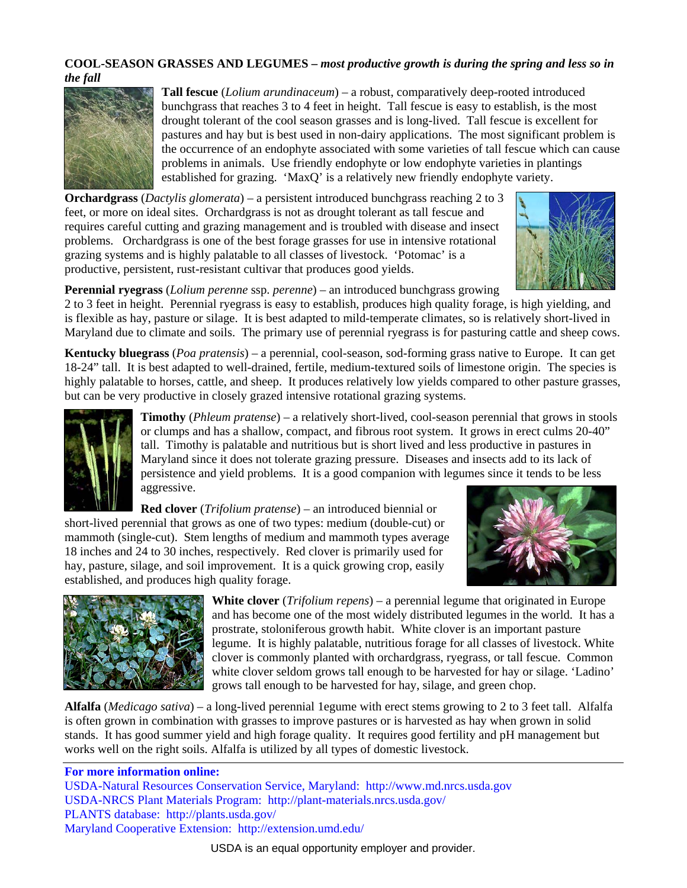**COOL-SEASON GRASSES AND LEGUMES –** ***most productive growth is during the spring and less so in the fall***

**Tall fescue** (*Lolium arundinaceum*) – a robust, comparatively deep-rooted introduced bunchgrass that reaches 3 to 4 feet in height. Tall fescue is easy to establish, is the most drought tolerant of the cool season grasses and is long-lived. Tall fescue is excellent for pastures and hay but is best used in non-dairy applications. The most significant problem is the occurrence of an endophyte associated with some varieties of tall fescue which can cause problems in animals. Use friendly endophyte or low endophyte varieties in plantings established for grazing. 'MaxQ' is a relatively new friendly endophyte variety.

**Orchardgrass** (*Dactylis glomerata*) – a persistent introduced bunchgrass reaching 2 to 3 feet, or more on ideal sites. Orchardgrass is not as drought tolerant as tall fescue and requires careful cutting and grazing management and is troubled with disease and insect problems. Orchardgrass is one of the best forage grasses for use in intensive rotational grazing systems and is highly palatable to all classes of livestock. 'Potomac' is a productive, persistent, rust-resistant cultivar that produces good yields.

**Perennial ryegrass** (*Lolium perenne* ssp. *perenne*) – an introduced bunchgrass growing 2 to 3 feet in height. Perennial ryegrass is easy to establish, produces high quality forage, is high yielding, and is flexible as hay, pasture or silage. It is best adapted to mild-temperate climates, so is relatively short-lived in Maryland due to climate and soils. The primary use of perennial ryegrass is for pasturing cattle and sheep cows.

**Kentucky bluegrass** (*Poa pratensis*) – a perennial, cool-season, sod-forming grass native to Europe. It can get 18-24" tall. It is best adapted to well-drained, fertile, medium-textured soils of limestone origin. The species is highly palatable to horses, cattle, and sheep. It produces relatively low yields compared to other pasture grasses, but can be very productive in closely grazed intensive rotational grazing systems.

**Timothy** (*Phleum pratense*) – a relatively short-lived, cool-season perennial that grows in stools or clumps and has a shallow, compact, and fibrous root system. It grows in erect culms 20-40" tall. Timothy is palatable and nutritious but is short lived and less productive in pastures in Maryland since it does not tolerate grazing pressure. Diseases and insects add to its lack of persistence and yield problems. It is a good companion with legumes since it tends to be less aggressive.

**Red clover** (*Trifolium pratense*) – an introduced biennial or short-lived perennial that grows as one of two types: medium (double-cut) or mammoth (single-cut). Stem lengths of medium and mammoth types average 18 inches and 24 to 30 inches, respectively. Red clover is primarily used for hay, pasture, silage, and soil improvement. It is a quick growing crop, easily established, and produces high quality forage.

**White clover** (*Trifolium repens*) – a perennial legume that originated in Europe and has become one of the most widely distributed legumes in the world. It has a prostrate, stoloniferous growth habit. White clover is an important pasture legume. It is highly palatable, nutritious forage for all classes of livestock. White clover is commonly planted with orchardgrass, ryegrass, or tall fescue. Common white clover seldom grows tall enough to be harvested for hay or silage. 'Ladino' grows tall enough to be harvested for hay, silage, and green chop.

**Alfalfa** (*Medicago sativa*) – a long-lived perennial 1egume with erect stems growing to 2 to 3 feet tall. Alfalfa is often grown in combination with grasses to improve pastures or is harvested as hay when grown in solid stands. It has good summer yield and high forage quality. It requires good fertility and pH management but works well on the right soils. Alfalfa is utilized by all types of domestic livestock.

**For more information online:**

USDA-Natural Resources Conservation Service, Maryland: http://www.md.nrcs.usda.gov
USDA-NRCS Plant Materials Program: http://plant-materials.nrcs.usda.gov/
PLANTS database: http://plants.usda.gov/
Maryland Cooperative Extension: http://extension.umd.edu/

USDA is an equal opportunity employer and provider.